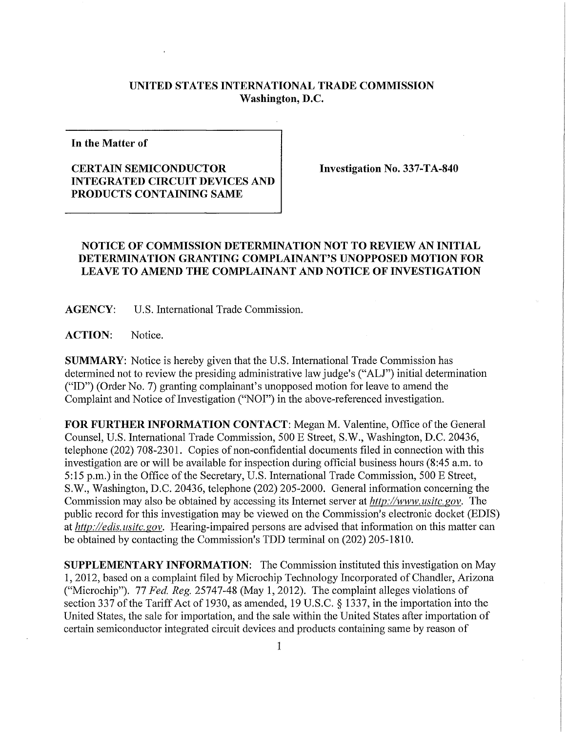**UNITED STATES INTERNATIONAL TRADE COMMISSION**
**Washington, D.C.**

**In the Matter of**

**CERTAIN SEMICONDUCTOR INTEGRATED CIRCUIT DEVICES AND PRODUCTS CONTAINING SAME**

**Investigation No. 337-TA-840**

## NOTICE OF COMMISSION DETERMINATION NOT TO REVIEW AN INITIAL DETERMINATION GRANTING COMPLAINANT'S UNOPPOSED MOTION FOR LEAVE TO AMEND THE COMPLAINANT AND NOTICE OF INVESTIGATION

**AGENCY:** U.S. International Trade Commission.

**ACTION:** Notice.

**SUMMARY:** Notice is hereby given that the U.S. International Trade Commission has determined not to review the presiding administrative law judge's ("ALJ") initial determination ("ID") (Order No. 7) granting complainant's unopposed motion for leave to amend the Complaint and Notice of Investigation ("NOI") in the above-referenced investigation.

**FOR FURTHER INFORMATION CONTACT:** Megan M. Valentine, Office of the General Counsel, U.S. International Trade Commission, 500 E Street, S.W., Washington, D.C. 20436, telephone (202) 708-2301. Copies of non-confidential documents filed in connection with this investigation are or will be available for inspection during official business hours (8:45 a.m. to 5:15 p.m.) in the Office of the Secretary, U.S. International Trade Commission, 500 E Street, S.W., Washington, D.C. 20436, telephone (202) 205-2000. General information concerning the Commission may also be obtained by accessing its Internet server at *http://www.usitc.gov*. The public record for this investigation may be viewed on the Commission's electronic docket (EDIS) at *http://edis.usitc.gov*. Hearing-impaired persons are advised that information on this matter can be obtained by contacting the Commission's TDD terminal on (202) 205-1810.

**SUPPLEMENTARY INFORMATION:** The Commission instituted this investigation on May 1, 2012, based on a complaint filed by Microchip Technology Incorporated of Chandler, Arizona ("Microchip"). 77 *Fed. Reg.* 25747-48 (May 1, 2012). The complaint alleges violations of section 337 of the Tariff Act of 1930, as amended, 19 U.S.C. § 1337, in the importation into the United States, the sale for importation, and the sale within the United States after importation of certain semiconductor integrated circuit devices and products containing same by reason of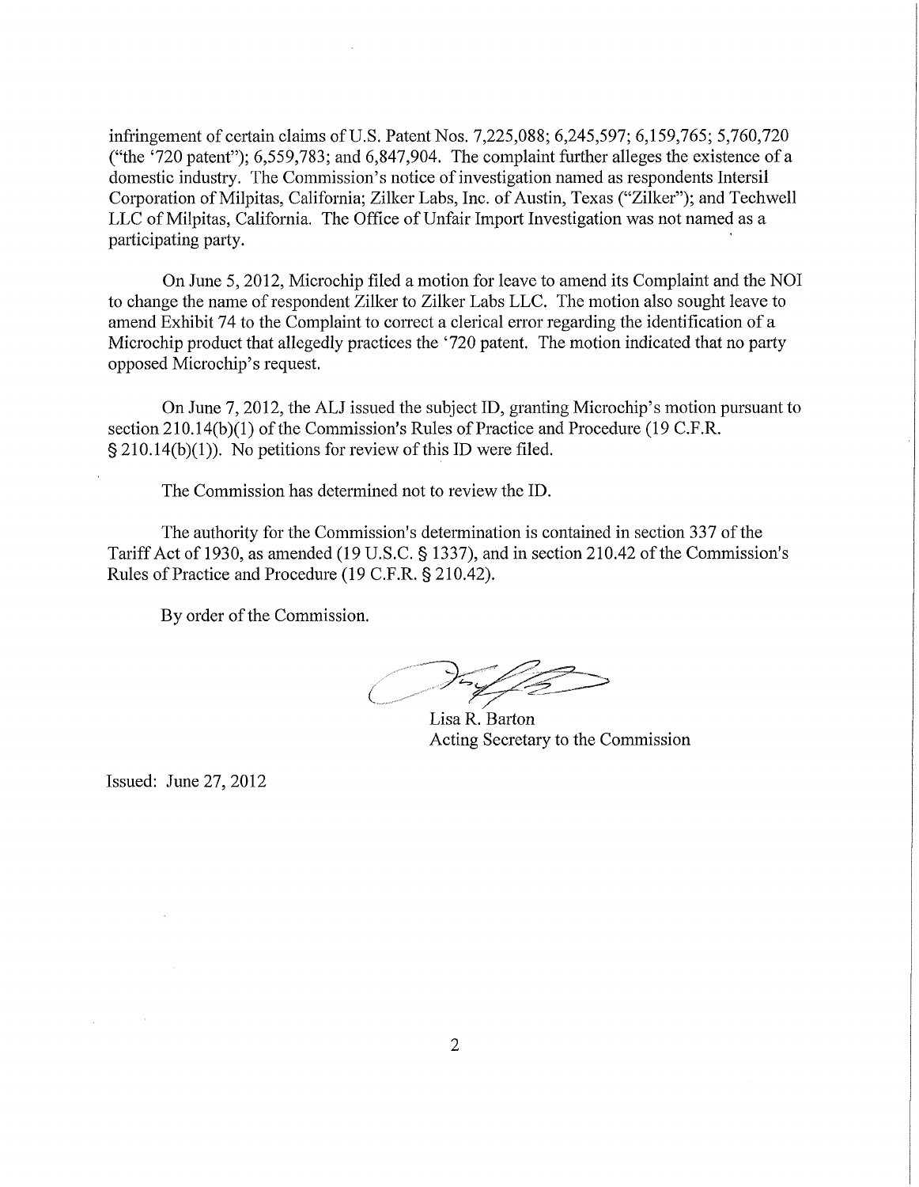infringement of certain claims of U.S. Patent Nos. 7,225,088; 6,245,597; 6,159,765; 5,760,720 ("the '720 patent"); 6,559,783; and 6,847,904. The complaint further alleges the existence of a domestic industry. The Commission's notice of investigation named as respondents Intersil Corporation of Milpitas, California; Zilker Labs, Inc. of Austin, Texas ("Zilker"); and Techwell LLC of Milpitas, California. The Office of Unfair Import Investigation was not named as a participating party.

On June 5, 2012, Microchip filed a motion for leave to amend its Complaint and the NOI to change the name of respondent Zilker to Zilker Labs LLC. The motion also sought leave to amend Exhibit 74 to the Complaint to correct a clerical error regarding the identification of a Microchip product that allegedly practices the '720 patent. The motion indicated that no party opposed Microchip's request.

On June 7, 2012, the ALJ issued the subject ID, granting Microchip's motion pursuant to section 210.14(b)(1) of the Commission's Rules of Practice and Procedure (19 C.F.R. § 210.14(b)(1)). No petitions for review of this ID were filed.

The Commission has determined not to review the ID.

The authority for the Commission's determination is contained in section 337 of the Tariff Act of 1930, as amended (19 U.S.C. § 1337), and in section 210.42 of the Commission's Rules of Practice and Procedure (19 C.F.R. § 210.42).

By order of the Commission.

Lisa R. Barton
Acting Secretary to the Commission

Issued: June 27, 2012